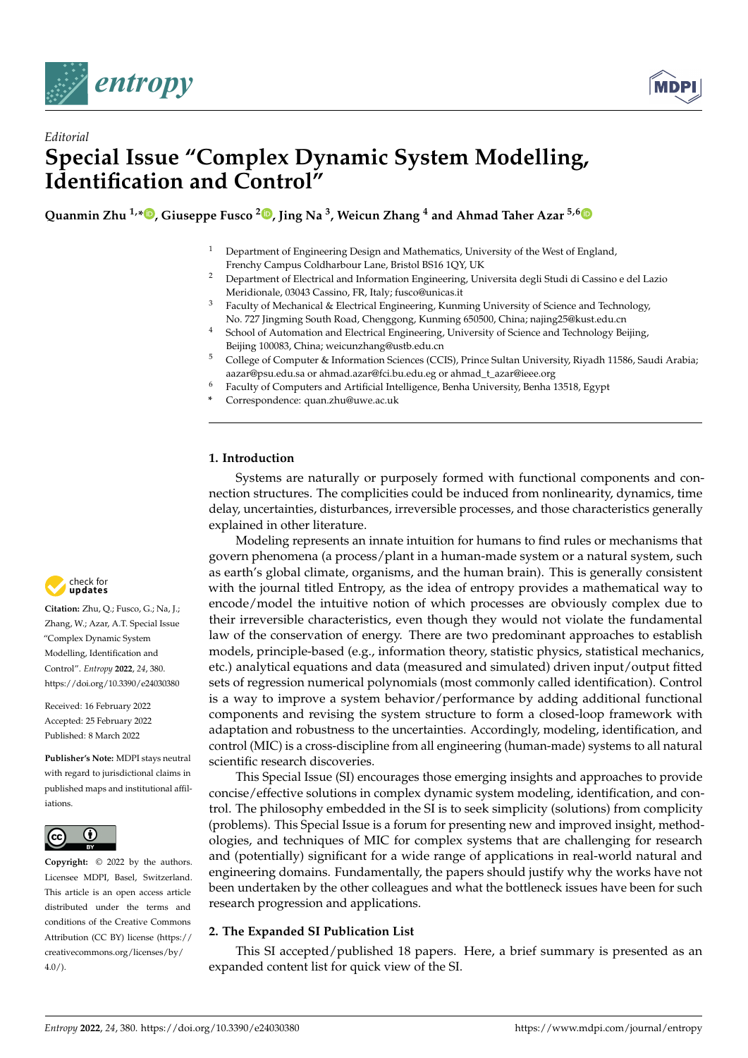*Editorial*

# Special Issue "Complex Dynamic System Modelling, Identification and Control"

**Quanmin Zhu [1,*], Giuseppe Fusco [2], Jing Na [3], Weicun Zhang [4] and Ahmad Taher Azar [5,6]**

[1] Department of Engineering Design and Mathematics, University of the West of England, Frenchy Campus Coldharbour Lane, Bristol BS16 1QY, UK
[2] Department of Electrical and Information Engineering, Universita degli Studi di Cassino e del Lazio Meridionale, 03043 Cassino, FR, Italy; fusco@unicas.it
[3] Faculty of Mechanical & Electrical Engineering, Kunming University of Science and Technology, No. 727 Jingming South Road, Chenggong, Kunming 650500, China; najing25@kust.edu.cn
[4] School of Automation and Electrical Engineering, University of Science and Technology Beijing, Beijing 100083, China; weicunzhang@ustb.edu.cn
[5] College of Computer & Information Sciences (CCIS), Prince Sultan University, Riyadh 11586, Saudi Arabia; aazar@psu.edu.sa or ahmad.azar@fci.bu.edu.eg or ahmad_t_azar@ieee.org
[6] Faculty of Computers and Artificial Intelligence, Benha University, Benha 13518, Egypt
\* Correspondence: quan.zhu@uwe.ac.uk

**Citation:** Zhu, Q.; Fusco, G.; Na, J.; Zhang, W.; Azar, A.T. Special Issue "Complex Dynamic System Modelling, Identification and Control". *Entropy* **2022**, *24*, 380. https://doi.org/10.3390/e24030380

Received: 16 February 2022
Accepted: 25 February 2022
Published: 8 March 2022

**Publisher's Note:** MDPI stays neutral with regard to jurisdictional claims in published maps and institutional affiliations.

**Copyright:** © 2022 by the authors. Licensee MDPI, Basel, Switzerland. This article is an open access article distributed under the terms and conditions of the Creative Commons Attribution (CC BY) license (https://creativecommons.org/licenses/by/4.0/).

## 1. Introduction

Systems are naturally or purposely formed with functional components and connection structures. The complicities could be induced from nonlinearity, dynamics, time delay, uncertainties, disturbances, irreversible processes, and those characteristics generally explained in other literature.

Modeling represents an innate intuition for humans to find rules or mechanisms that govern phenomena (a process/plant in a human-made system or a natural system, such as earth's global climate, organisms, and the human brain). This is generally consistent with the journal titled Entropy, as the idea of entropy provides a mathematical way to encode/model the intuitive notion of which processes are obviously complex due to their irreversible characteristics, even though they would not violate the fundamental law of the conservation of energy. There are two predominant approaches to establish models, principle-based (e.g., information theory, statistic physics, statistical mechanics, etc.) analytical equations and data (measured and simulated) driven input/output fitted sets of regression numerical polynomials (most commonly called identification). Control is a way to improve a system behavior/performance by adding additional functional components and revising the system structure to form a closed-loop framework with adaptation and robustness to the uncertainties. Accordingly, modeling, identification, and control (MIC) is a cross-discipline from all engineering (human-made) systems to all natural scientific research discoveries.

This Special Issue (SI) encourages those emerging insights and approaches to provide concise/effective solutions in complex dynamic system modeling, identification, and control. The philosophy embedded in the SI is to seek simplicity (solutions) from complicity (problems). This Special Issue is a forum for presenting new and improved insight, methodologies, and techniques of MIC for complex systems that are challenging for research and (potentially) significant for a wide range of applications in real-world natural and engineering domains. Fundamentally, the papers should justify why the works have not been undertaken by the other colleagues and what the bottleneck issues have been for such research progression and applications.

## 2. The Expanded SI Publication List

This SI accepted/published 18 papers. Here, a brief summary is presented as an expanded content list for quick view of the SI.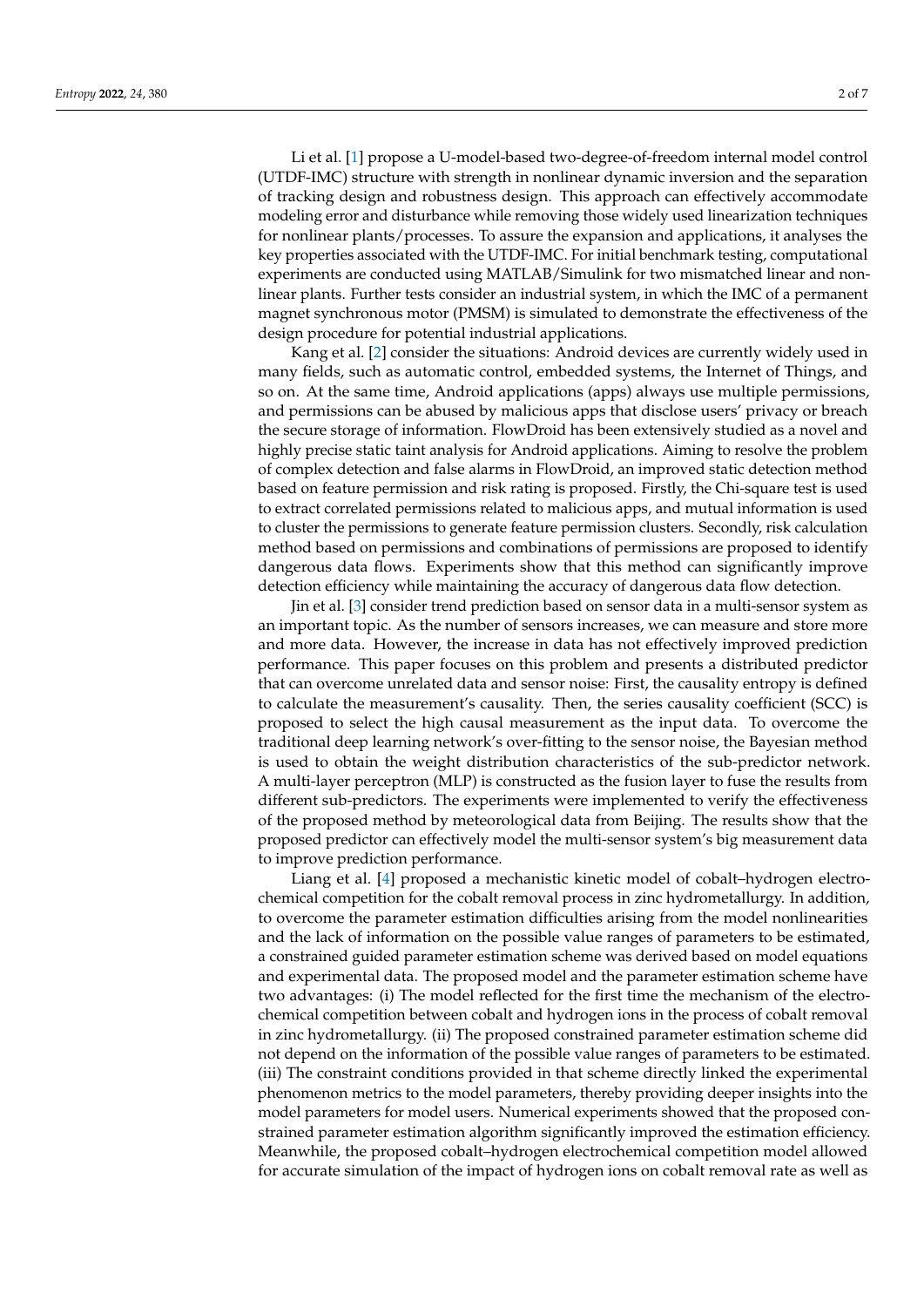Li et al. [1] propose a U-model-based two-degree-of-freedom internal model control (UTDF-IMC) structure with strength in nonlinear dynamic inversion and the separation of tracking design and robustness design. This approach can effectively accommodate modeling error and disturbance while removing those widely used linearization techniques for nonlinear plants/processes. To assure the expansion and applications, it analyses the key properties associated with the UTDF-IMC. For initial benchmark testing, computational experiments are conducted using MATLAB/Simulink for two mismatched linear and nonlinear plants. Further tests consider an industrial system, in which the IMC of a permanent magnet synchronous motor (PMSM) is simulated to demonstrate the effectiveness of the design procedure for potential industrial applications.

Kang et al. [2] consider the situations: Android devices are currently widely used in many fields, such as automatic control, embedded systems, the Internet of Things, and so on. At the same time, Android applications (apps) always use multiple permissions, and permissions can be abused by malicious apps that disclose users' privacy or breach the secure storage of information. FlowDroid has been extensively studied as a novel and highly precise static taint analysis for Android applications. Aiming to resolve the problem of complex detection and false alarms in FlowDroid, an improved static detection method based on feature permission and risk rating is proposed. Firstly, the Chi-square test is used to extract correlated permissions related to malicious apps, and mutual information is used to cluster the permissions to generate feature permission clusters. Secondly, risk calculation method based on permissions and combinations of permissions are proposed to identify dangerous data flows. Experiments show that this method can significantly improve detection efficiency while maintaining the accuracy of dangerous data flow detection.

Jin et al. [3] consider trend prediction based on sensor data in a multi-sensor system as an important topic. As the number of sensors increases, we can measure and store more and more data. However, the increase in data has not effectively improved prediction performance. This paper focuses on this problem and presents a distributed predictor that can overcome unrelated data and sensor noise: First, the causality entropy is defined to calculate the measurement's causality. Then, the series causality coefficient (SCC) is proposed to select the high causal measurement as the input data. To overcome the traditional deep learning network's over-fitting to the sensor noise, the Bayesian method is used to obtain the weight distribution characteristics of the sub-predictor network. A multi-layer perceptron (MLP) is constructed as the fusion layer to fuse the results from different sub-predictors. The experiments were implemented to verify the effectiveness of the proposed method by meteorological data from Beijing. The results show that the proposed predictor can effectively model the multi-sensor system's big measurement data to improve prediction performance.

Liang et al. [4] proposed a mechanistic kinetic model of cobalt–hydrogen electrochemical competition for the cobalt removal process in zinc hydrometallurgy. In addition, to overcome the parameter estimation difficulties arising from the model nonlinearities and the lack of information on the possible value ranges of parameters to be estimated, a constrained guided parameter estimation scheme was derived based on model equations and experimental data. The proposed model and the parameter estimation scheme have two advantages: (i) The model reflected for the first time the mechanism of the electrochemical competition between cobalt and hydrogen ions in the process of cobalt removal in zinc hydrometallurgy. (ii) The proposed constrained parameter estimation scheme did not depend on the information of the possible value ranges of parameters to be estimated. (iii) The constraint conditions provided in that scheme directly linked the experimental phenomenon metrics to the model parameters, thereby providing deeper insights into the model parameters for model users. Numerical experiments showed that the proposed constrained parameter estimation algorithm significantly improved the estimation efficiency. Meanwhile, the proposed cobalt–hydrogen electrochemical competition model allowed for accurate simulation of the impact of hydrogen ions on cobalt removal rate as well as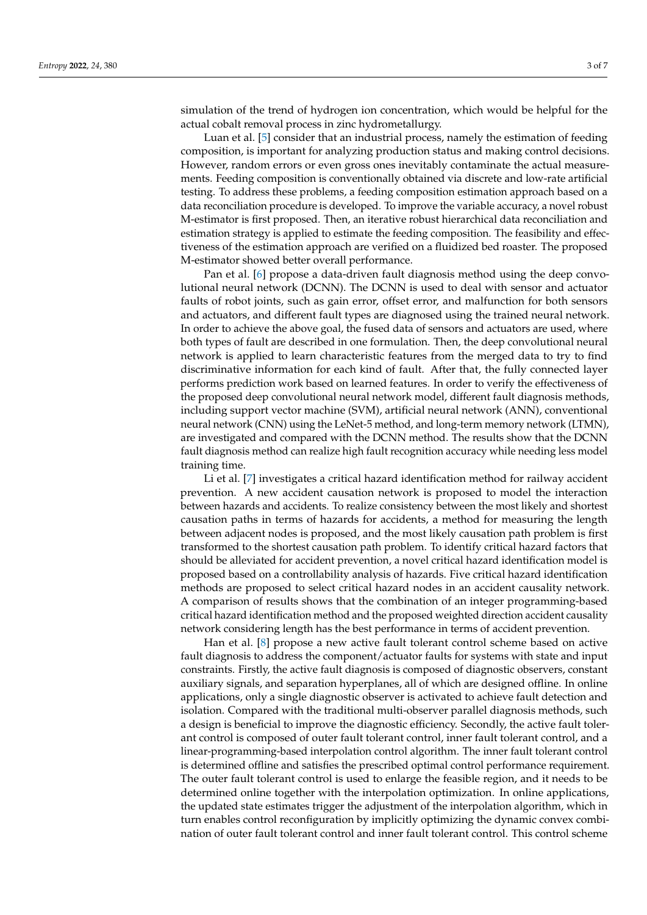simulation of the trend of hydrogen ion concentration, which would be helpful for the actual cobalt removal process in zinc hydrometallurgy.

Luan et al. [5] consider that an industrial process, namely the estimation of feeding composition, is important for analyzing production status and making control decisions. However, random errors or even gross ones inevitably contaminate the actual measurements. Feeding composition is conventionally obtained via discrete and low-rate artificial testing. To address these problems, a feeding composition estimation approach based on a data reconciliation procedure is developed. To improve the variable accuracy, a novel robust M-estimator is first proposed. Then, an iterative robust hierarchical data reconciliation and estimation strategy is applied to estimate the feeding composition. The feasibility and effectiveness of the estimation approach are verified on a fluidized bed roaster. The proposed M-estimator showed better overall performance.

Pan et al. [6] propose a data-driven fault diagnosis method using the deep convolutional neural network (DCNN). The DCNN is used to deal with sensor and actuator faults of robot joints, such as gain error, offset error, and malfunction for both sensors and actuators, and different fault types are diagnosed using the trained neural network. In order to achieve the above goal, the fused data of sensors and actuators are used, where both types of fault are described in one formulation. Then, the deep convolutional neural network is applied to learn characteristic features from the merged data to try to find discriminative information for each kind of fault. After that, the fully connected layer performs prediction work based on learned features. In order to verify the effectiveness of the proposed deep convolutional neural network model, different fault diagnosis methods, including support vector machine (SVM), artificial neural network (ANN), conventional neural network (CNN) using the LeNet-5 method, and long-term memory network (LTMN), are investigated and compared with the DCNN method. The results show that the DCNN fault diagnosis method can realize high fault recognition accuracy while needing less model training time.

Li et al. [7] investigates a critical hazard identification method for railway accident prevention. A new accident causation network is proposed to model the interaction between hazards and accidents. To realize consistency between the most likely and shortest causation paths in terms of hazards for accidents, a method for measuring the length between adjacent nodes is proposed, and the most likely causation path problem is first transformed to the shortest causation path problem. To identify critical hazard factors that should be alleviated for accident prevention, a novel critical hazard identification model is proposed based on a controllability analysis of hazards. Five critical hazard identification methods are proposed to select critical hazard nodes in an accident causality network. A comparison of results shows that the combination of an integer programming-based critical hazard identification method and the proposed weighted direction accident causality network considering length has the best performance in terms of accident prevention.

Han et al. [8] propose a new active fault tolerant control scheme based on active fault diagnosis to address the component/actuator faults for systems with state and input constraints. Firstly, the active fault diagnosis is composed of diagnostic observers, constant auxiliary signals, and separation hyperplanes, all of which are designed offline. In online applications, only a single diagnostic observer is activated to achieve fault detection and isolation. Compared with the traditional multi-observer parallel diagnosis methods, such a design is beneficial to improve the diagnostic efficiency. Secondly, the active fault tolerant control is composed of outer fault tolerant control, inner fault tolerant control, and a linear-programming-based interpolation control algorithm. The inner fault tolerant control is determined offline and satisfies the prescribed optimal control performance requirement. The outer fault tolerant control is used to enlarge the feasible region, and it needs to be determined online together with the interpolation optimization. In online applications, the updated state estimates trigger the adjustment of the interpolation algorithm, which in turn enables control reconfiguration by implicitly optimizing the dynamic convex combination of outer fault tolerant control and inner fault tolerant control. This control scheme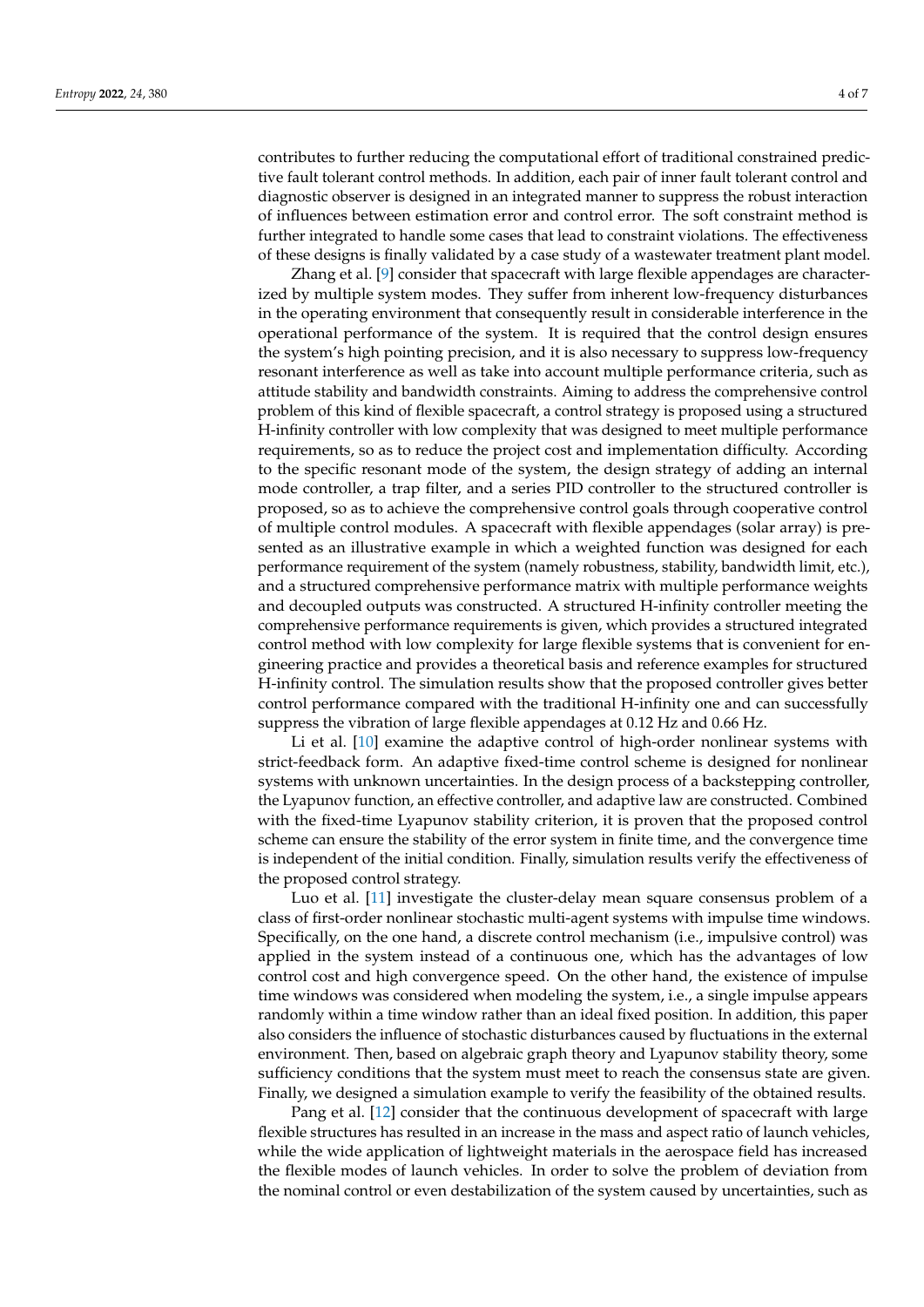contributes to further reducing the computational effort of traditional constrained predictive fault tolerant control methods. In addition, each pair of inner fault tolerant control and diagnostic observer is designed in an integrated manner to suppress the robust interaction of influences between estimation error and control error. The soft constraint method is further integrated to handle some cases that lead to constraint violations. The effectiveness of these designs is finally validated by a case study of a wastewater treatment plant model.

Zhang et al. [9] consider that spacecraft with large flexible appendages are characterized by multiple system modes. They suffer from inherent low-frequency disturbances in the operating environment that consequently result in considerable interference in the operational performance of the system. It is required that the control design ensures the system's high pointing precision, and it is also necessary to suppress low-frequency resonant interference as well as take into account multiple performance criteria, such as attitude stability and bandwidth constraints. Aiming to address the comprehensive control problem of this kind of flexible spacecraft, a control strategy is proposed using a structured H-infinity controller with low complexity that was designed to meet multiple performance requirements, so as to reduce the project cost and implementation difficulty. According to the specific resonant mode of the system, the design strategy of adding an internal mode controller, a trap filter, and a series PID controller to the structured controller is proposed, so as to achieve the comprehensive control goals through cooperative control of multiple control modules. A spacecraft with flexible appendages (solar array) is presented as an illustrative example in which a weighted function was designed for each performance requirement of the system (namely robustness, stability, bandwidth limit, etc.), and a structured comprehensive performance matrix with multiple performance weights and decoupled outputs was constructed. A structured H-infinity controller meeting the comprehensive performance requirements is given, which provides a structured integrated control method with low complexity for large flexible systems that is convenient for engineering practice and provides a theoretical basis and reference examples for structured H-infinity control. The simulation results show that the proposed controller gives better control performance compared with the traditional H-infinity one and can successfully suppress the vibration of large flexible appendages at 0.12 Hz and 0.66 Hz.

Li et al. [10] examine the adaptive control of high-order nonlinear systems with strict-feedback form. An adaptive fixed-time control scheme is designed for nonlinear systems with unknown uncertainties. In the design process of a backstepping controller, the Lyapunov function, an effective controller, and adaptive law are constructed. Combined with the fixed-time Lyapunov stability criterion, it is proven that the proposed control scheme can ensure the stability of the error system in finite time, and the convergence time is independent of the initial condition. Finally, simulation results verify the effectiveness of the proposed control strategy.

Luo et al. [11] investigate the cluster-delay mean square consensus problem of a class of first-order nonlinear stochastic multi-agent systems with impulse time windows. Specifically, on the one hand, a discrete control mechanism (i.e., impulsive control) was applied in the system instead of a continuous one, which has the advantages of low control cost and high convergence speed. On the other hand, the existence of impulse time windows was considered when modeling the system, i.e., a single impulse appears randomly within a time window rather than an ideal fixed position. In addition, this paper also considers the influence of stochastic disturbances caused by fluctuations in the external environment. Then, based on algebraic graph theory and Lyapunov stability theory, some sufficiency conditions that the system must meet to reach the consensus state are given. Finally, we designed a simulation example to verify the feasibility of the obtained results.

Pang et al. [12] consider that the continuous development of spacecraft with large flexible structures has resulted in an increase in the mass and aspect ratio of launch vehicles, while the wide application of lightweight materials in the aerospace field has increased the flexible modes of launch vehicles. In order to solve the problem of deviation from the nominal control or even destabilization of the system caused by uncertainties, such as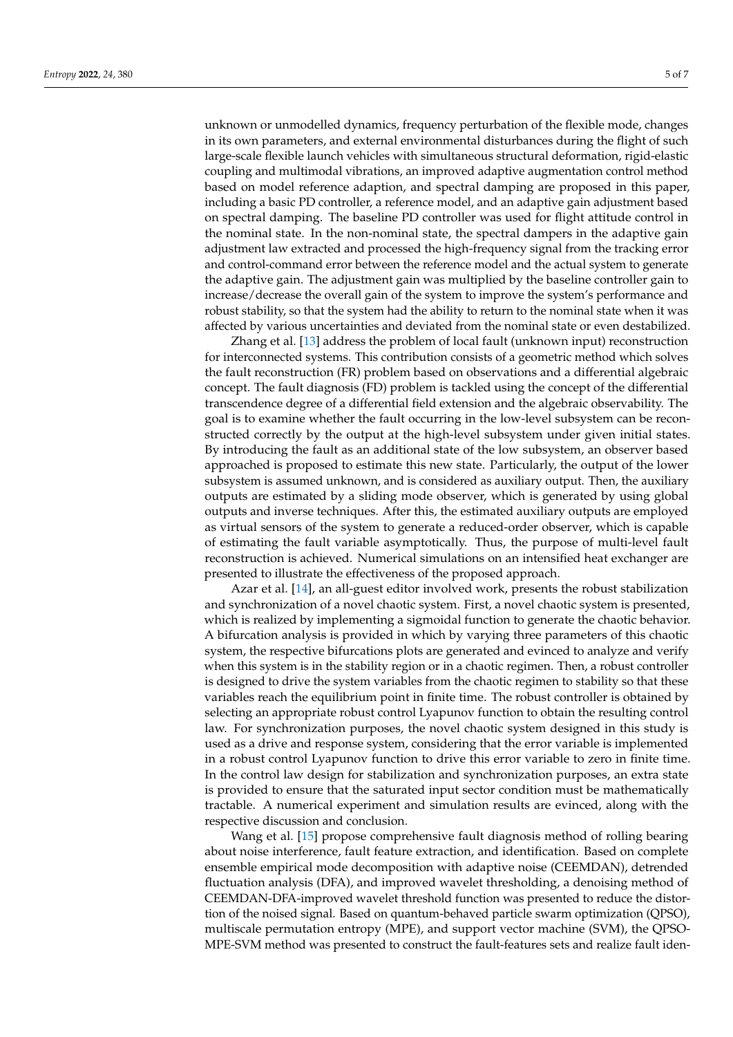unknown or unmodelled dynamics, frequency perturbation of the flexible mode, changes in its own parameters, and external environmental disturbances during the flight of such large-scale flexible launch vehicles with simultaneous structural deformation, rigid-elastic coupling and multimodal vibrations, an improved adaptive augmentation control method based on model reference adaption, and spectral damping are proposed in this paper, including a basic PD controller, a reference model, and an adaptive gain adjustment based on spectral damping. The baseline PD controller was used for flight attitude control in the nominal state. In the non-nominal state, the spectral dampers in the adaptive gain adjustment law extracted and processed the high-frequency signal from the tracking error and control-command error between the reference model and the actual system to generate the adaptive gain. The adjustment gain was multiplied by the baseline controller gain to increase/decrease the overall gain of the system to improve the system's performance and robust stability, so that the system had the ability to return to the nominal state when it was affected by various uncertainties and deviated from the nominal state or even destabilized.

Zhang et al. [13] address the problem of local fault (unknown input) reconstruction for interconnected systems. This contribution consists of a geometric method which solves the fault reconstruction (FR) problem based on observations and a differential algebraic concept. The fault diagnosis (FD) problem is tackled using the concept of the differential transcendence degree of a differential field extension and the algebraic observability. The goal is to examine whether the fault occurring in the low-level subsystem can be reconstructed correctly by the output at the high-level subsystem under given initial states. By introducing the fault as an additional state of the low subsystem, an observer based approached is proposed to estimate this new state. Particularly, the output of the lower subsystem is assumed unknown, and is considered as auxiliary output. Then, the auxiliary outputs are estimated by a sliding mode observer, which is generated by using global outputs and inverse techniques. After this, the estimated auxiliary outputs are employed as virtual sensors of the system to generate a reduced-order observer, which is capable of estimating the fault variable asymptotically. Thus, the purpose of multi-level fault reconstruction is achieved. Numerical simulations on an intensified heat exchanger are presented to illustrate the effectiveness of the proposed approach.

Azar et al. [14], an all-guest editor involved work, presents the robust stabilization and synchronization of a novel chaotic system. First, a novel chaotic system is presented, which is realized by implementing a sigmoidal function to generate the chaotic behavior. A bifurcation analysis is provided in which by varying three parameters of this chaotic system, the respective bifurcations plots are generated and evinced to analyze and verify when this system is in the stability region or in a chaotic regimen. Then, a robust controller is designed to drive the system variables from the chaotic regimen to stability so that these variables reach the equilibrium point in finite time. The robust controller is obtained by selecting an appropriate robust control Lyapunov function to obtain the resulting control law. For synchronization purposes, the novel chaotic system designed in this study is used as a drive and response system, considering that the error variable is implemented in a robust control Lyapunov function to drive this error variable to zero in finite time. In the control law design for stabilization and synchronization purposes, an extra state is provided to ensure that the saturated input sector condition must be mathematically tractable. A numerical experiment and simulation results are evinced, along with the respective discussion and conclusion.

Wang et al. [15] propose comprehensive fault diagnosis method of rolling bearing about noise interference, fault feature extraction, and identification. Based on complete ensemble empirical mode decomposition with adaptive noise (CEEMDAN), detrended fluctuation analysis (DFA), and improved wavelet thresholding, a denoising method of CEEMDAN-DFA-improved wavelet threshold function was presented to reduce the distortion of the noised signal. Based on quantum-behaved particle swarm optimization (QPSO), multiscale permutation entropy (MPE), and support vector machine (SVM), the QPSO-MPE-SVM method was presented to construct the fault-features sets and realize fault iden-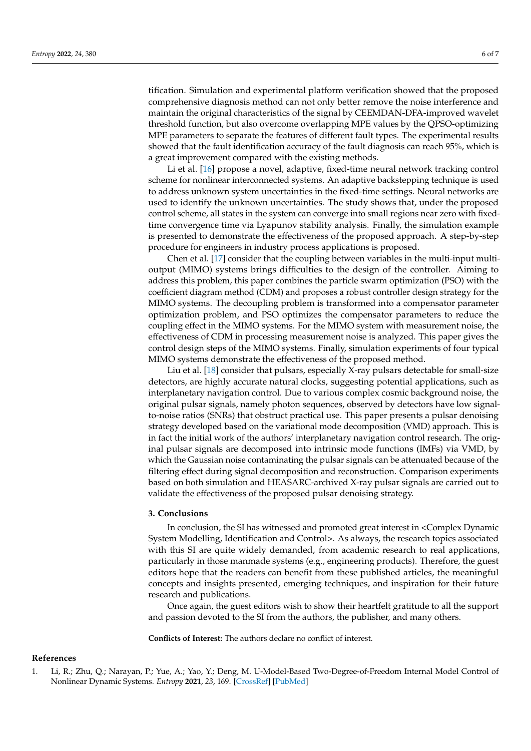tification. Simulation and experimental platform verification showed that the proposed comprehensive diagnosis method can not only better remove the noise interference and maintain the original characteristics of the signal by CEEMDAN-DFA-improved wavelet threshold function, but also overcome overlapping MPE values by the QPSO-optimizing MPE parameters to separate the features of different fault types. The experimental results showed that the fault identification accuracy of the fault diagnosis can reach 95%, which is a great improvement compared with the existing methods.

Li et al. [16] propose a novel, adaptive, fixed-time neural network tracking control scheme for nonlinear interconnected systems. An adaptive backstepping technique is used to address unknown system uncertainties in the fixed-time settings. Neural networks are used to identify the unknown uncertainties. The study shows that, under the proposed control scheme, all states in the system can converge into small regions near zero with fixed-time convergence time via Lyapunov stability analysis. Finally, the simulation example is presented to demonstrate the effectiveness of the proposed approach. A step-by-step procedure for engineers in industry process applications is proposed.

Chen et al. [17] consider that the coupling between variables in the multi-input multi-output (MIMO) systems brings difficulties to the design of the controller. Aiming to address this problem, this paper combines the particle swarm optimization (PSO) with the coefficient diagram method (CDM) and proposes a robust controller design strategy for the MIMO systems. The decoupling problem is transformed into a compensator parameter optimization problem, and PSO optimizes the compensator parameters to reduce the coupling effect in the MIMO systems. For the MIMO system with measurement noise, the effectiveness of CDM in processing measurement noise is analyzed. This paper gives the control design steps of the MIMO systems. Finally, simulation experiments of four typical MIMO systems demonstrate the effectiveness of the proposed method.

Liu et al. [18] consider that pulsars, especially X-ray pulsars detectable for small-size detectors, are highly accurate natural clocks, suggesting potential applications, such as interplanetary navigation control. Due to various complex cosmic background noise, the original pulsar signals, namely photon sequences, observed by detectors have low signal-to-noise ratios (SNRs) that obstruct practical use. This paper presents a pulsar denoising strategy developed based on the variational mode decomposition (VMD) approach. This is in fact the initial work of the authors' interplanetary navigation control research. The original pulsar signals are decomposed into intrinsic mode functions (IMFs) via VMD, by which the Gaussian noise contaminating the pulsar signals can be attenuated because of the filtering effect during signal decomposition and reconstruction. Comparison experiments based on both simulation and HEASARC-archived X-ray pulsar signals are carried out to validate the effectiveness of the proposed pulsar denoising strategy.

## 3. Conclusions

In conclusion, the SI has witnessed and promoted great interest in <Complex Dynamic System Modelling, Identification and Control>. As always, the research topics associated with this SI are quite widely demanded, from academic research to real applications, particularly in those manmade systems (e.g., engineering products). Therefore, the guest editors hope that the readers can benefit from these published articles, the meaningful concepts and insights presented, emerging techniques, and inspiration for their future research and publications.

Once again, the guest editors wish to show their heartfelt gratitude to all the support and passion devoted to the SI from the authors, the publisher, and many others.

**Conflicts of Interest:** The authors declare no conflict of interest.

## References

1. Li, R.; Zhu, Q.; Narayan, P.; Yue, A.; Yao, Y.; Deng, M. U-Model-Based Two-Degree-of-Freedom Internal Model Control of Nonlinear Dynamic Systems. *Entropy* **2021**, *23*, 169. [CrossRef] [PubMed]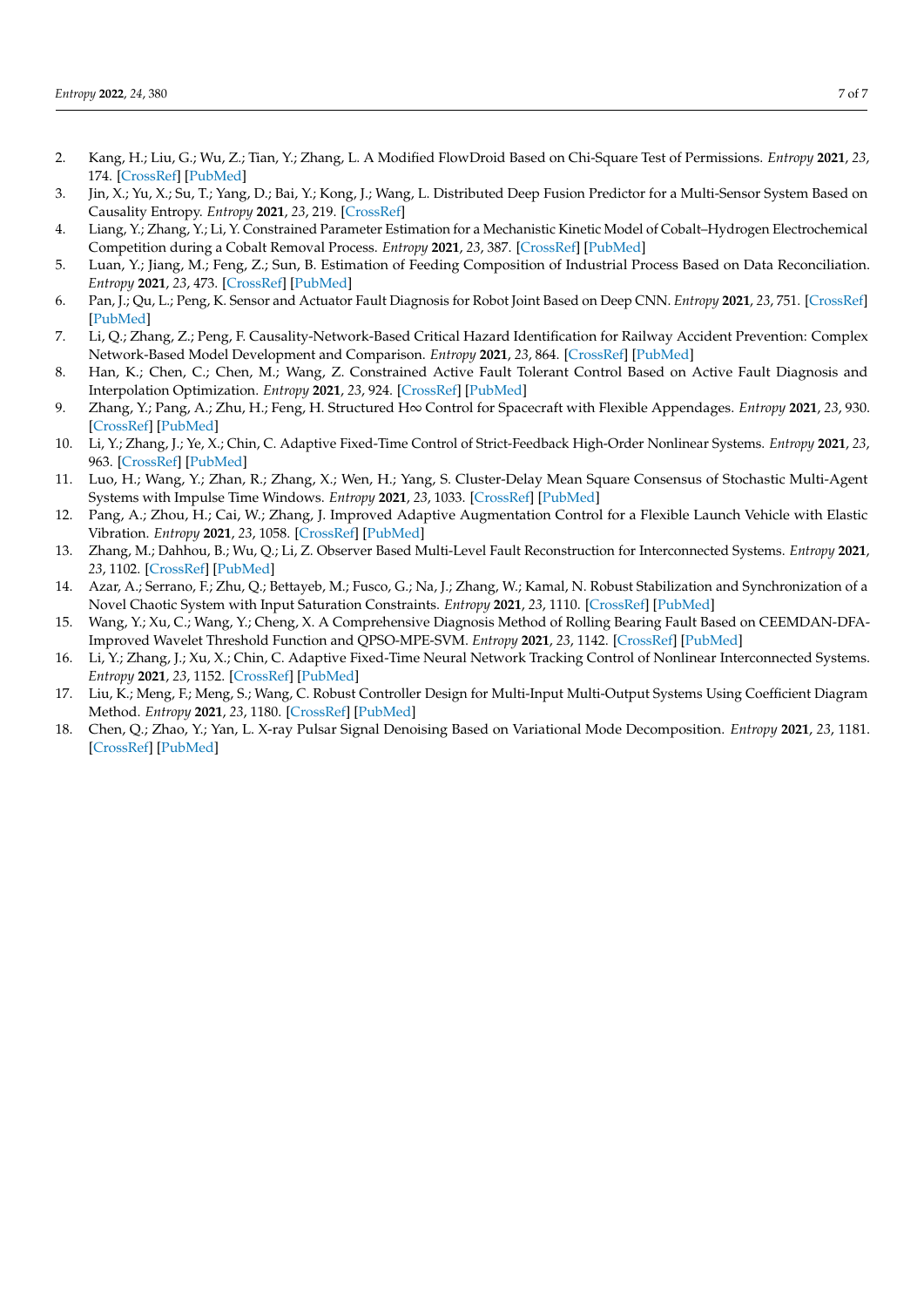2. Kang, H.; Liu, G.; Wu, Z.; Tian, Y.; Zhang, L. A Modified FlowDroid Based on Chi-Square Test of Permissions. *Entropy* **2021**, *23*, 174. [CrossRef] [PubMed]
3. Jin, X.; Yu, X.; Su, T.; Yang, D.; Bai, Y.; Kong, J.; Wang, L. Distributed Deep Fusion Predictor for a Multi-Sensor System Based on Causality Entropy. *Entropy* **2021**, *23*, 219. [CrossRef]
4. Liang, Y.; Zhang, Y.; Li, Y. Constrained Parameter Estimation for a Mechanistic Kinetic Model of Cobalt–Hydrogen Electrochemical Competition during a Cobalt Removal Process. *Entropy* **2021**, *23*, 387. [CrossRef] [PubMed]
5. Luan, Y.; Jiang, M.; Feng, Z.; Sun, B. Estimation of Feeding Composition of Industrial Process Based on Data Reconciliation. *Entropy* **2021**, *23*, 473. [CrossRef] [PubMed]
6. Pan, J.; Qu, L.; Peng, K. Sensor and Actuator Fault Diagnosis for Robot Joint Based on Deep CNN. *Entropy* **2021**, *23*, 751. [CrossRef] [PubMed]
7. Li, Q.; Zhang, Z.; Peng, F. Causality-Network-Based Critical Hazard Identification for Railway Accident Prevention: Complex Network-Based Model Development and Comparison. *Entropy* **2021**, *23*, 864. [CrossRef] [PubMed]
8. Han, K.; Chen, C.; Chen, M.; Wang, Z. Constrained Active Fault Tolerant Control Based on Active Fault Diagnosis and Interpolation Optimization. *Entropy* **2021**, *23*, 924. [CrossRef] [PubMed]
9. Zhang, Y.; Pang, A.; Zhu, H.; Feng, H. Structured $H\infty$ Control for Spacecraft with Flexible Appendages. *Entropy* **2021**, *23*, 930. [CrossRef] [PubMed]
10. Li, Y.; Zhang, J.; Ye, X.; Chin, C. Adaptive Fixed-Time Control of Strict-Feedback High-Order Nonlinear Systems. *Entropy* **2021**, *23*, 963. [CrossRef] [PubMed]
11. Luo, H.; Wang, Y.; Zhan, R.; Zhang, X.; Wen, H.; Yang, S. Cluster-Delay Mean Square Consensus of Stochastic Multi-Agent Systems with Impulse Time Windows. *Entropy* **2021**, *23*, 1033. [CrossRef] [PubMed]
12. Pang, A.; Zhou, H.; Cai, W.; Zhang, J. Improved Adaptive Augmentation Control for a Flexible Launch Vehicle with Elastic Vibration. *Entropy* **2021**, *23*, 1058. [CrossRef] [PubMed]
13. Zhang, M.; Dahhou, B.; Wu, Q.; Li, Z. Observer Based Multi-Level Fault Reconstruction for Interconnected Systems. *Entropy* **2021**, *23*, 1102. [CrossRef] [PubMed]
14. Azar, A.; Serrano, F.; Zhu, Q.; Bettayeb, M.; Fusco, G.; Na, J.; Zhang, W.; Kamal, N. Robust Stabilization and Synchronization of a Novel Chaotic System with Input Saturation Constraints. *Entropy* **2021**, *23*, 1110. [CrossRef] [PubMed]
15. Wang, Y.; Xu, C.; Wang, Y.; Cheng, X. A Comprehensive Diagnosis Method of Rolling Bearing Fault Based on CEEMDAN-DFA-Improved Wavelet Threshold Function and QPSO-MPE-SVM. *Entropy* **2021**, *23*, 1142. [CrossRef] [PubMed]
16. Li, Y.; Zhang, J.; Xu, X.; Chin, C. Adaptive Fixed-Time Neural Network Tracking Control of Nonlinear Interconnected Systems. *Entropy* **2021**, *23*, 1152. [CrossRef] [PubMed]
17. Liu, K.; Meng, F.; Meng, S.; Wang, C. Robust Controller Design for Multi-Input Multi-Output Systems Using Coefficient Diagram Method. *Entropy* **2021**, *23*, 1180. [CrossRef] [PubMed]
18. Chen, Q.; Zhao, Y.; Yan, L. X-ray Pulsar Signal Denoising Based on Variational Mode Decomposition. *Entropy* **2021**, *23*, 1181. [CrossRef] [PubMed]